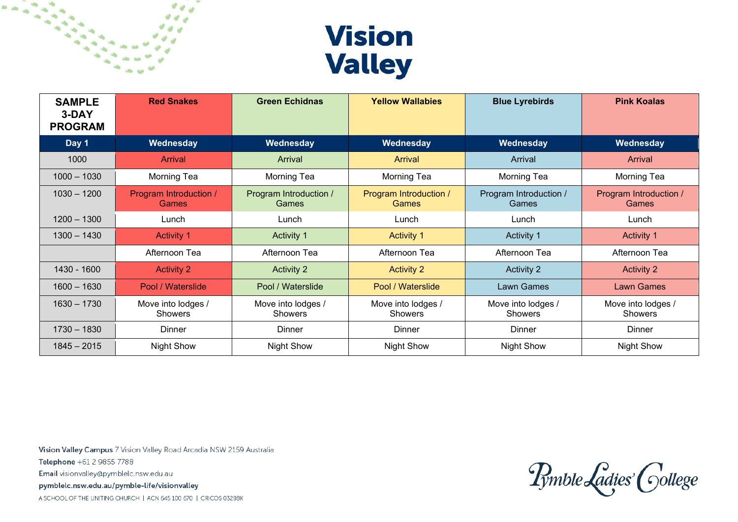# Vision Valley

| SAMPLE 3-DAY PROGRAM | Red Snakes | Green Echidnas | Yellow Wallabies | Blue Lyrebirds | Pink Koalas |
|---|---|---|---|---|---|
| **Day 1** | **Wednesday** | **Wednesday** | **Wednesday** | **Wednesday** | **Wednesday** |
| 1000 | Arrival | Arrival | Arrival | Arrival | Arrival |
| 1000 – 1030 | Morning Tea | Morning Tea | Morning Tea | Morning Tea | Morning Tea |
| 1030 – 1200 | Program Introduction / Games | Program Introduction / Games | Program Introduction / Games | Program Introduction / Games | Program Introduction / Games |
| 1200 – 1300 | Lunch | Lunch | Lunch | Lunch | Lunch |
| 1300 – 1430 | Activity 1 | Activity 1 | Activity 1 | Activity 1 | Activity 1 |
| | Afternoon Tea | Afternoon Tea | Afternoon Tea | Afternoon Tea | Afternoon Tea |
| 1430 - 1600 | Activity 2 | Activity 2 | Activity 2 | Activity 2 | Activity 2 |
| 1600 – 1630 | Pool / Waterslide | Pool / Waterslide | Pool / Waterslide | Lawn Games | Lawn Games |
| 1630 – 1730 | Move into lodges / Showers | Move into lodges / Showers | Move into lodges / Showers | Move into lodges / Showers | Move into lodges / Showers |
| 1730 – 1830 | Dinner | Dinner | Dinner | Dinner | Dinner |
| 1845 – 2015 | Night Show | Night Show | Night Show | Night Show | Night Show |

**Vision Valley Campus** 7 Vision Valley Road Arcadia NSW 2159 Australia
**Telephone** +61 2 9855 7788
**Email** visionvalley@pymblelc.nsw.edu.au
**pymblelc.nsw.edu.au/pymble-life/visionvalley**
A SCHOOL OF THE UNITING CHURCH | ACN 645 100 670 | CRICOS 03288K

Pymble Ladies' College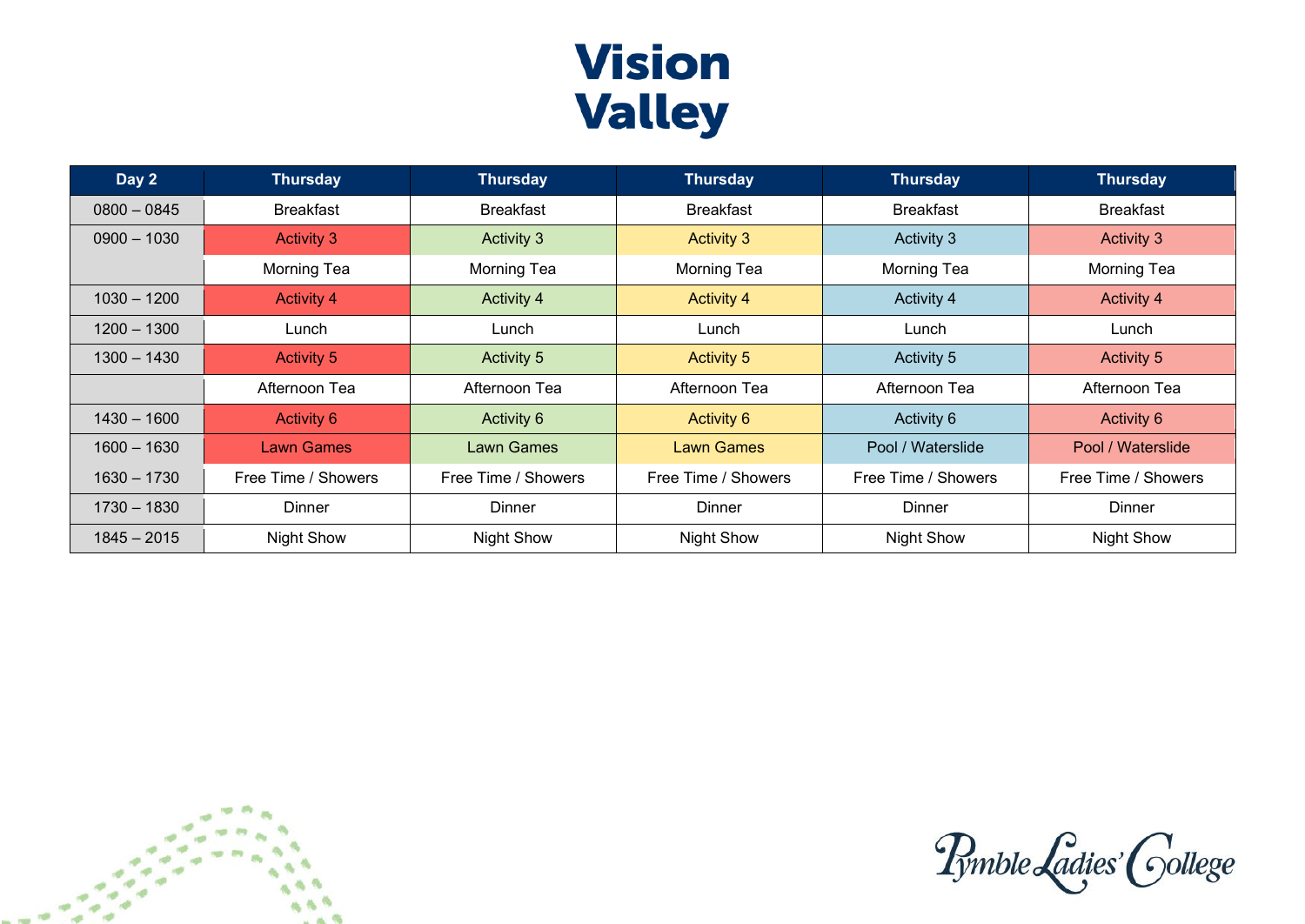# Vision Valley

| Day 2 | Thursday | Thursday | Thursday | Thursday | Thursday |
|---|---|---|---|---|---|
| 0800 – 0845 | Breakfast | Breakfast | Breakfast | Breakfast | Breakfast |
| 0900 – 1030 | Activity 3 | Activity 3 | Activity 3 | Activity 3 | Activity 3 |
| | Morning Tea | Morning Tea | Morning Tea | Morning Tea | Morning Tea |
| 1030 – 1200 | Activity 4 | Activity 4 | Activity 4 | Activity 4 | Activity 4 |
| 1200 – 1300 | Lunch | Lunch | Lunch | Lunch | Lunch |
| 1300 – 1430 | Activity 5 | Activity 5 | Activity 5 | Activity 5 | Activity 5 |
| | Afternoon Tea | Afternoon Tea | Afternoon Tea | Afternoon Tea | Afternoon Tea |
| 1430 – 1600 | Activity 6 | Activity 6 | Activity 6 | Activity 6 | Activity 6 |
| 1600 – 1630 | Lawn Games | Lawn Games | Lawn Games | Pool / Waterslide | Pool / Waterslide |
| 1630 – 1730 | Free Time / Showers | Free Time / Showers | Free Time / Showers | Free Time / Showers | Free Time / Showers |
| 1730 – 1830 | Dinner | Dinner | Dinner | Dinner | Dinner |
| 1845 – 2015 | Night Show | Night Show | Night Show | Night Show | Night Show |

Pymble Ladies' College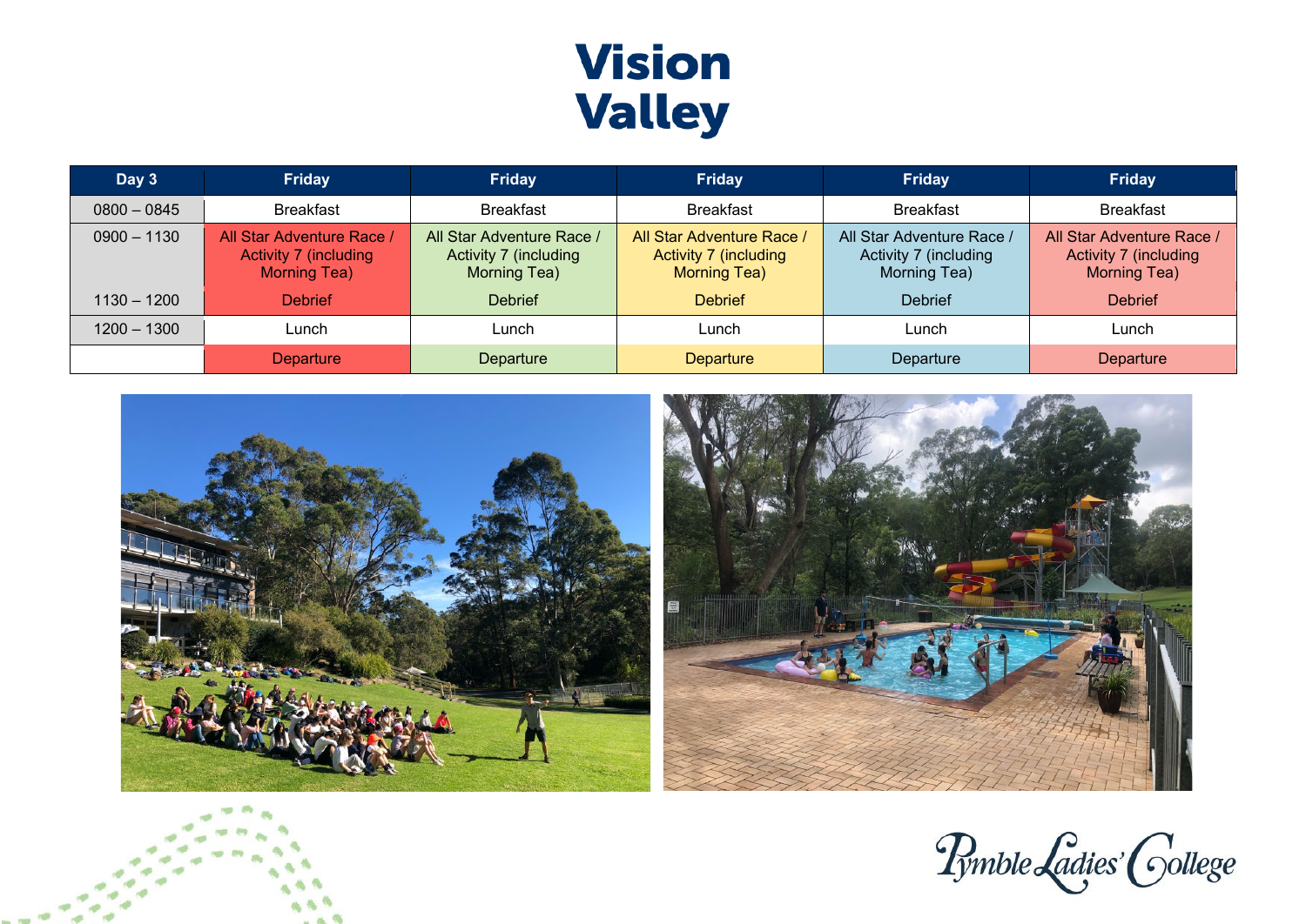# Vision Valley

| Day 3 | Friday | Friday | Friday | Friday | Friday |
|---|---|---|---|---|---|
| 0800 – 0845 | Breakfast | Breakfast | Breakfast | Breakfast | Breakfast |
| 0900 – 1130 | All Star Adventure Race / Activity 7 (including Morning Tea) | All Star Adventure Race / Activity 7 (including Morning Tea) | All Star Adventure Race / Activity 7 (including Morning Tea) | All Star Adventure Race / Activity 7 (including Morning Tea) | All Star Adventure Race / Activity 7 (including Morning Tea) |
| 1130 – 1200 | Debrief | Debrief | Debrief | Debrief | Debrief |
| 1200 – 1300 | Lunch | Lunch | Lunch | Lunch | Lunch |
| | Departure | Departure | Departure | Departure | Departure |

Pymble Ladies' College